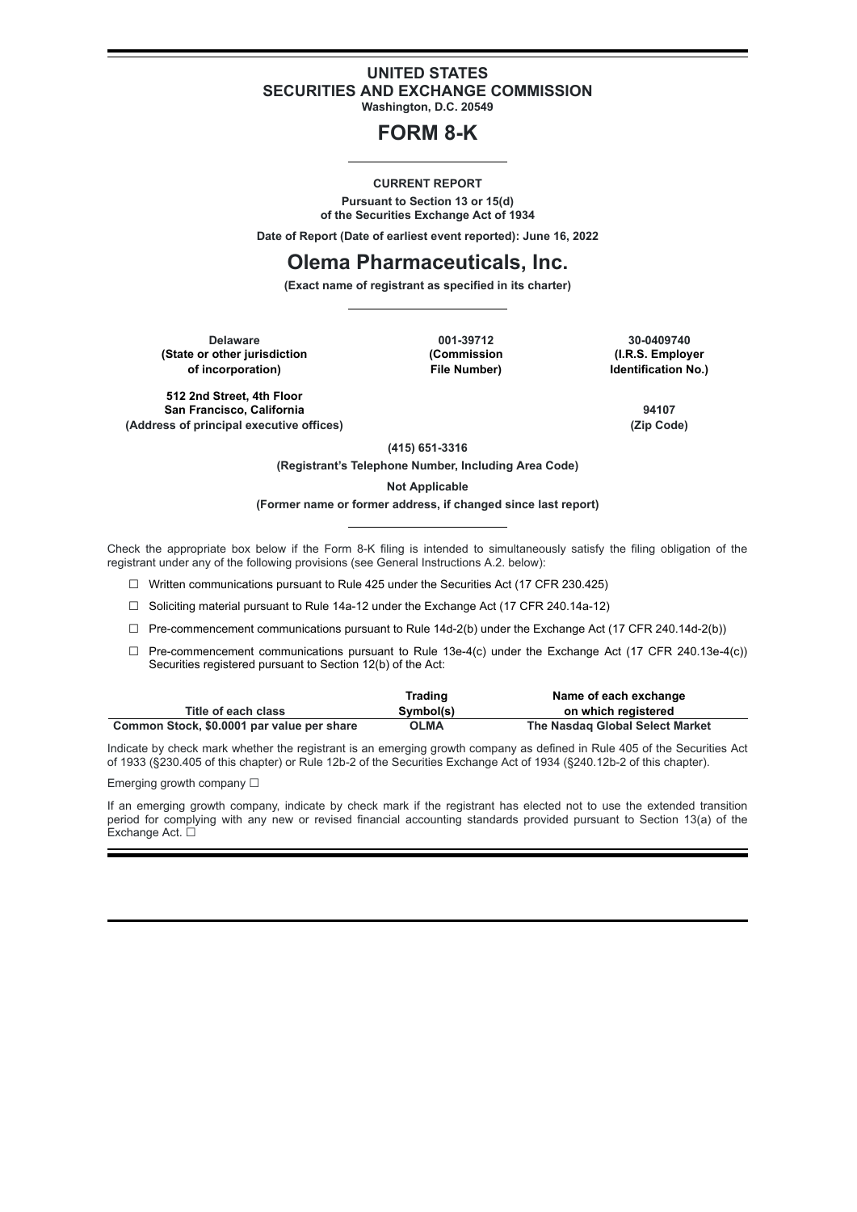# UNITED STATES
# SECURITIES AND EXCHANGE COMMISSION

**Washington, D.C. 20549**

# FORM 8-K

**CURRENT REPORT**

**Pursuant to Section 13 or 15(d)**
**of the Securities Exchange Act of 1934**

**Date of Report (Date of earliest event reported): June 16, 2022**

# Olema Pharmaceuticals, Inc.

**(Exact name of registrant as specified in its charter)**

| Delaware | 001-39712 | 30-0409740 |
|---|---|---|
| (State or other jurisdiction of incorporation) | (Commission File Number) | (I.R.S. Employer Identification No.) |

| 512 2nd Street, 4th Floor San Francisco, California | 94107 |
|---|---|
| (Address of principal executive offices) | (Zip Code) |

**(415) 651-3316**

**(Registrant's Telephone Number, Including Area Code)**

**Not Applicable**

**(Former name or former address, if changed since last report)**

Check the appropriate box below if the Form 8-K filing is intended to simultaneously satisfy the filing obligation of the registrant under any of the following provisions (see General Instructions A.2. below):

☐ Written communications pursuant to Rule 425 under the Securities Act (17 CFR 230.425)

☐ Soliciting material pursuant to Rule 14a-12 under the Exchange Act (17 CFR 240.14a-12)

☐ Pre-commencement communications pursuant to Rule 14d-2(b) under the Exchange Act (17 CFR 240.14d-2(b))

☐ Pre-commencement communications pursuant to Rule 13e-4(c) under the Exchange Act (17 CFR 240.13e-4(c))
Securities registered pursuant to Section 12(b) of the Act:

| Title of each class | Trading Symbol(s) | Name of each exchange on which registered |
|---|---|---|
| Common Stock, $0.0001 par value per share | OLMA | The Nasdaq Global Select Market |

Indicate by check mark whether the registrant is an emerging growth company as defined in Rule 405 of the Securities Act of 1933 (§230.405 of this chapter) or Rule 12b-2 of the Securities Exchange Act of 1934 (§240.12b-2 of this chapter).

Emerging growth company ☐

If an emerging growth company, indicate by check mark if the registrant has elected not to use the extended transition period for complying with any new or revised financial accounting standards provided pursuant to Section 13(a) of the Exchange Act. ☐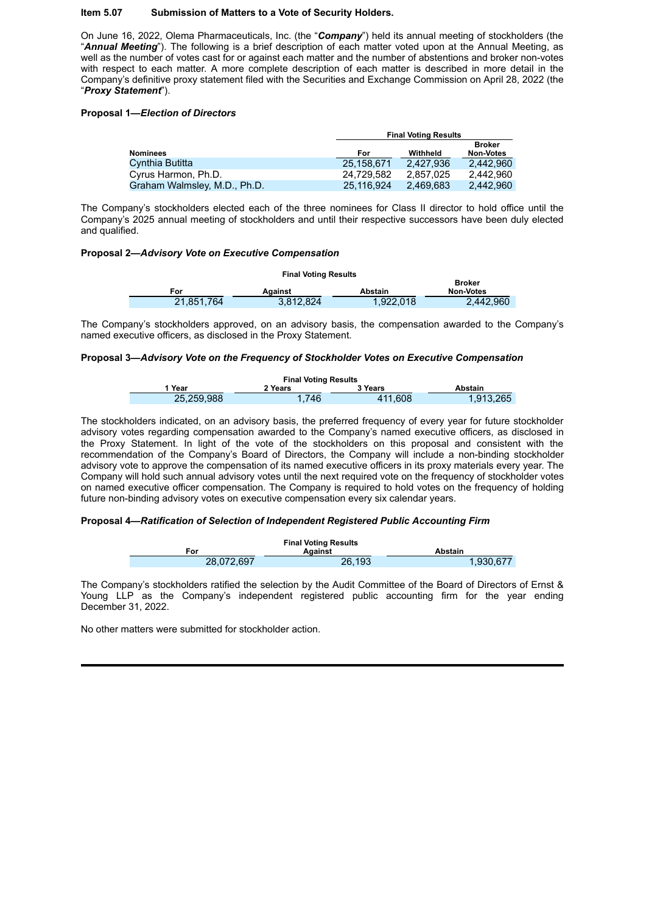**Item 5.07 Submission of Matters to a Vote of Security Holders.**

On June 16, 2022, Olema Pharmaceuticals, Inc. (the "***Company***") held its annual meeting of stockholders (the "***Annual Meeting***"). The following is a brief description of each matter voted upon at the Annual Meeting, as well as the number of votes cast for or against each matter and the number of abstentions and broker non-votes with respect to each matter. A more complete description of each matter is described in more detail in the Company's definitive proxy statement filed with the Securities and Exchange Commission on April 28, 2022 (the "***Proxy Statement***").

**Proposal 1—*Election of Directors***

| | Final Voting Results | | |
|---|---|---|---|
| **Nominees** | **For** | **Withheld** | **Broker Non-Votes** |
| Cynthia Butitta | 25,158,671 | 2,427,936 | 2,442,960 |
| Cyrus Harmon, Ph.D. | 24,729,582 | 2,857,025 | 2,442,960 |
| Graham Walmsley, M.D., Ph.D. | 25,116,924 | 2,469,683 | 2,442,960 |

The Company's stockholders elected each of the three nominees for Class II director to hold office until the Company's 2025 annual meeting of stockholders and until their respective successors have been duly elected and qualified.

**Proposal 2—*Advisory Vote on Executive Compensation***

| Final Voting Results | | | |
|---|---|---|---|
| **For** | **Against** | **Abstain** | **Broker Non-Votes** |
| 21,851,764 | 3,812,824 | 1,922,018 | 2,442,960 |

The Company's stockholders approved, on an advisory basis, the compensation awarded to the Company's named executive officers, as disclosed in the Proxy Statement.

**Proposal 3—*Advisory Vote on the Frequency of Stockholder Votes on Executive Compensation***

| Final Voting Results | | | |
|---|---|---|---|
| **1 Year** | **2 Years** | **3 Years** | **Abstain** |
| 25,259,988 | 1,746 | 411,608 | 1,913,265 |

The stockholders indicated, on an advisory basis, the preferred frequency of every year for future stockholder advisory votes regarding compensation awarded to the Company's named executive officers, as disclosed in the Proxy Statement. In light of the vote of the stockholders on this proposal and consistent with the recommendation of the Company's Board of Directors, the Company will include a non-binding stockholder advisory vote to approve the compensation of its named executive officers in its proxy materials every year. The Company will hold such annual advisory votes until the next required vote on the frequency of stockholder votes on named executive officer compensation. The Company is required to hold votes on the frequency of holding future non-binding advisory votes on executive compensation every six calendar years.

**Proposal 4—*Ratification of Selection of Independent Registered Public Accounting Firm***

| Final Voting Results | | |
|---|---|---|
| **For** | **Against** | **Abstain** |
| 28,072,697 | 26,193 | 1,930,677 |

The Company's stockholders ratified the selection by the Audit Committee of the Board of Directors of Ernst & Young LLP as the Company's independent registered public accounting firm for the year ending December 31, 2022.

No other matters were submitted for stockholder action.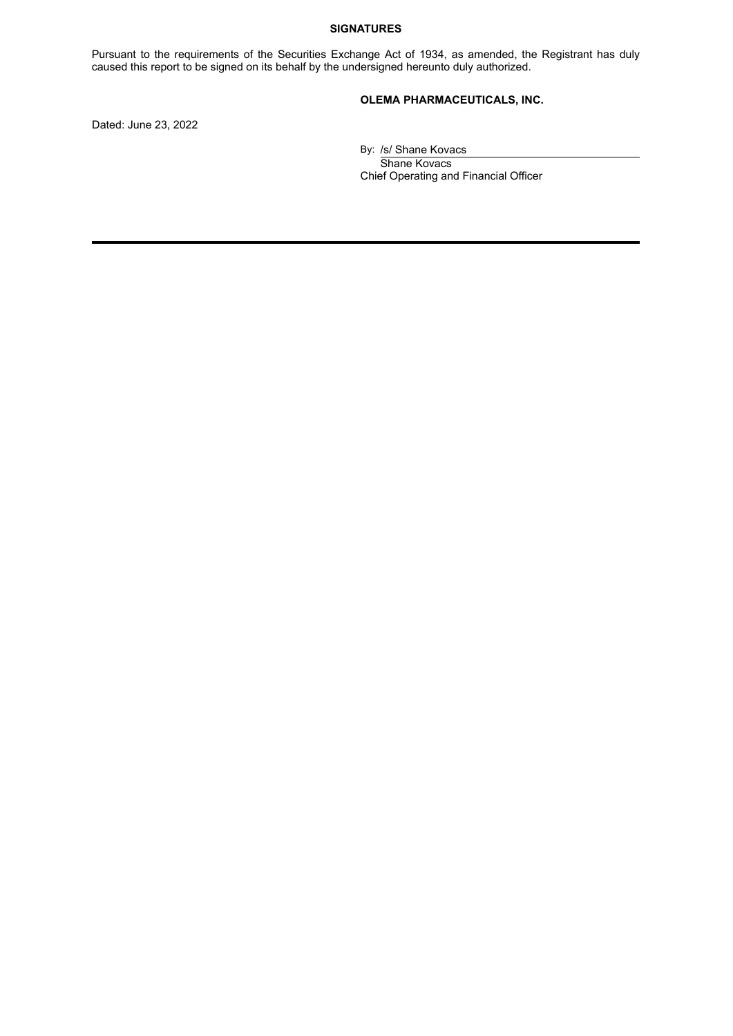**SIGNATURES**

Pursuant to the requirements of the Securities Exchange Act of 1934, as amended, the Registrant has duly caused this report to be signed on its behalf by the undersigned hereunto duly authorized.

**OLEMA PHARMACEUTICALS, INC.**

Dated: June 23, 2022

By: /s/ Shane Kovacs
Shane Kovacs
Chief Operating and Financial Officer